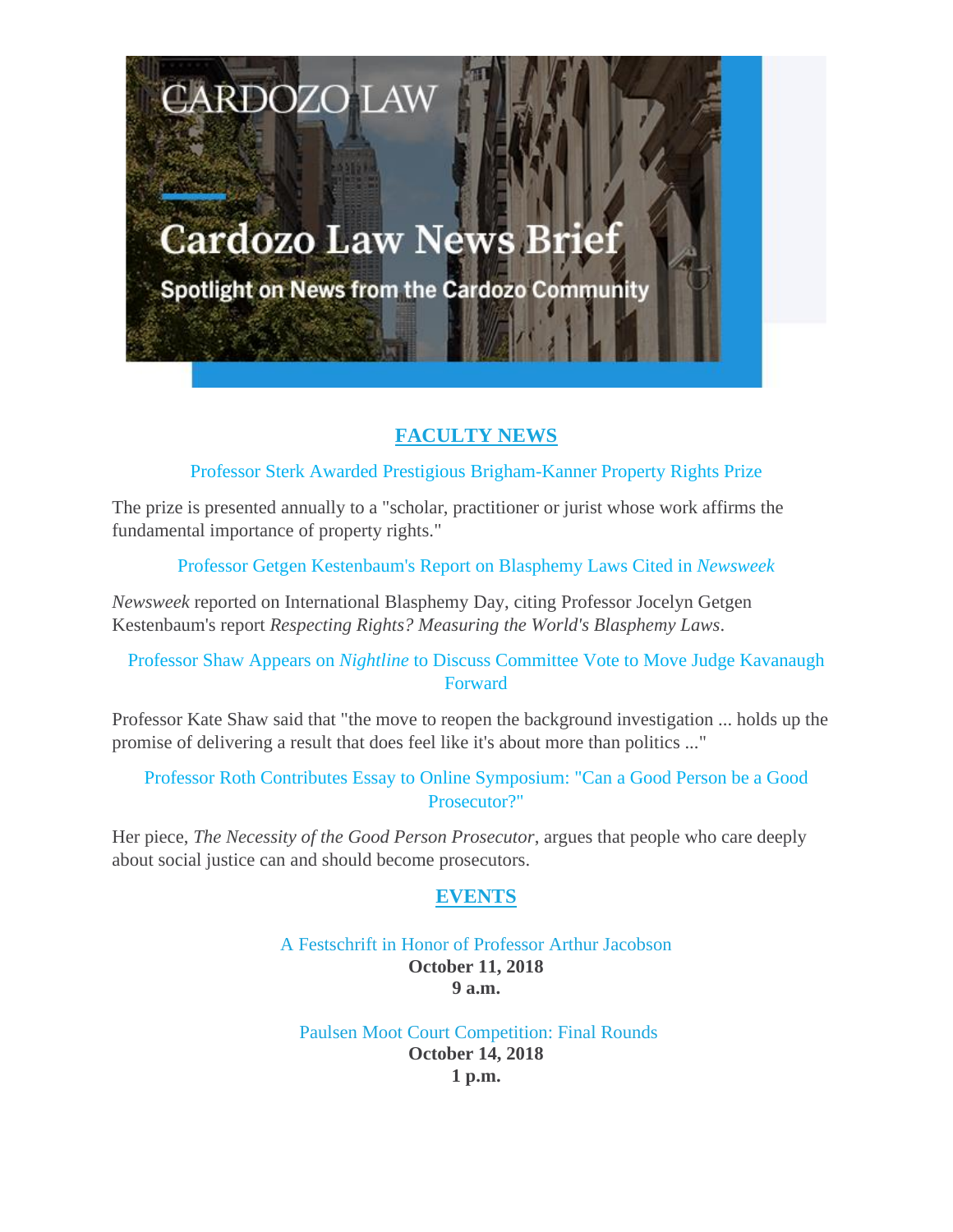CARDOZO LAW

# Cardozo Law News Brief

Spotlight on News from the Cardozo Community

## FACULTY NEWS

### Professor Sterk Awarded Prestigious Brigham-Kanner Property Rights Prize

The prize is presented annually to a "scholar, practitioner or jurist whose work affirms the fundamental importance of property rights."

### Professor Getgen Kestenbaum's Report on Blasphemy Laws Cited in *Newsweek*

*Newsweek* reported on International Blasphemy Day, citing Professor Jocelyn Getgen Kestenbaum's report *Respecting Rights? Measuring the World's Blasphemy Laws*.

### Professor Shaw Appears on *Nightline* to Discuss Committee Vote to Move Judge Kavanaugh Forward

Professor Kate Shaw said that "the move to reopen the background investigation ... holds up the promise of delivering a result that does feel like it's about more than politics ..."

### Professor Roth Contributes Essay to Online Symposium: "Can a Good Person be a Good Prosecutor?"

Her piece, *The Necessity of the Good Person Prosecutor*, argues that people who care deeply about social justice can and should become prosecutors.

## EVENTS

A Festschrift in Honor of Professor Arthur Jacobson
**October 11, 2018**
**9 a.m.**

Paulsen Moot Court Competition: Final Rounds
**October 14, 2018**
**1 p.m.**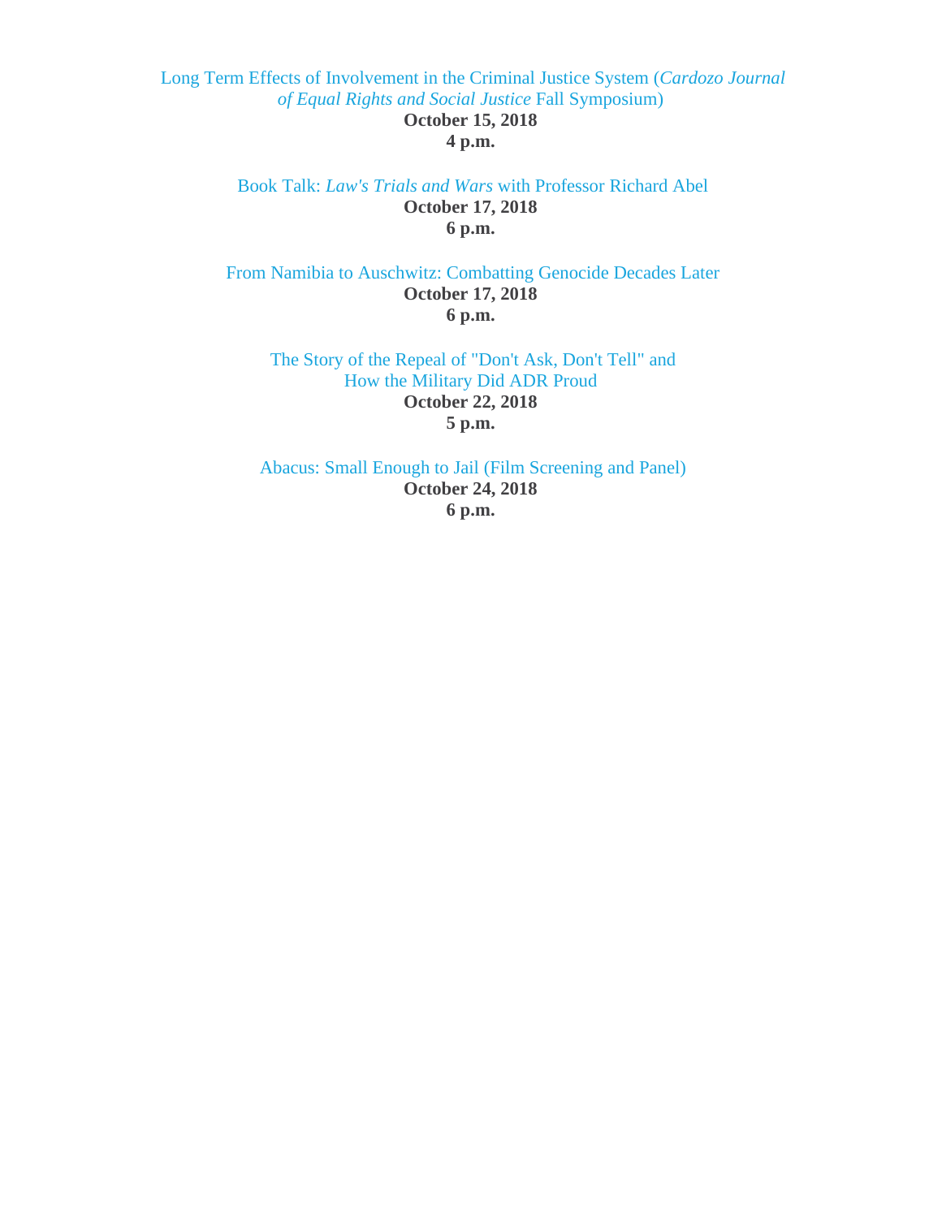Long Term Effects of Involvement in the Criminal Justice System (*Cardozo Journal of Equal Rights and Social Justice* Fall Symposium)
**October 15, 2018**
**4 p.m.**

Book Talk: *Law's Trials and Wars* with Professor Richard Abel
**October 17, 2018**
**6 p.m.**

From Namibia to Auschwitz: Combatting Genocide Decades Later
**October 17, 2018**
**6 p.m.**

The Story of the Repeal of "Don't Ask, Don't Tell" and How the Military Did ADR Proud
**October 22, 2018**
**5 p.m.**

Abacus: Small Enough to Jail (Film Screening and Panel)
**October 24, 2018**
**6 p.m.**